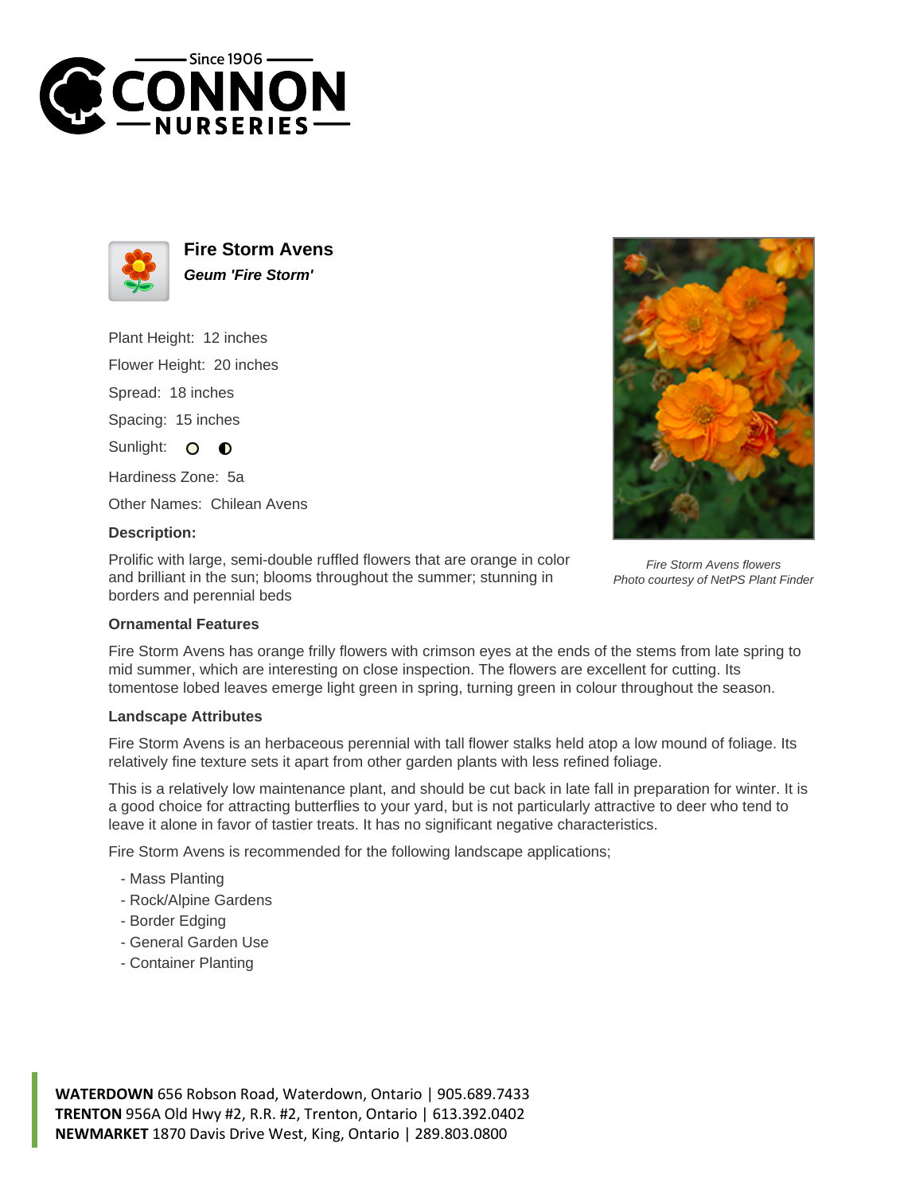# Fire Storm Avens

***Geum 'Fire Storm'***

Plant Height: 12 inches

Flower Height: 20 inches

Spread: 18 inches

Spacing: 15 inches

Sunlight:

Hardiness Zone: 5a

Other Names: Chilean Avens

**Description:**

Prolific with large, semi-double ruffled flowers that are orange in color and brilliant in the sun; blooms throughout the summer; stunning in borders and perennial beds

*Fire Storm Avens flowers*
*Photo courtesy of NetPS Plant Finder*

### Ornamental Features

Fire Storm Avens has orange frilly flowers with crimson eyes at the ends of the stems from late spring to mid summer, which are interesting on close inspection. The flowers are excellent for cutting. Its tomentose lobed leaves emerge light green in spring, turning green in colour throughout the season.

### Landscape Attributes

Fire Storm Avens is an herbaceous perennial with tall flower stalks held atop a low mound of foliage. Its relatively fine texture sets it apart from other garden plants with less refined foliage.

This is a relatively low maintenance plant, and should be cut back in late fall in preparation for winter. It is a good choice for attracting butterflies to your yard, but is not particularly attractive to deer who tend to leave it alone in favor of tastier treats. It has no significant negative characteristics.

Fire Storm Avens is recommended for the following landscape applications;

- Mass Planting
- Rock/Alpine Gardens
- Border Edging
- General Garden Use
- Container Planting

**WATERDOWN** 656 Robson Road, Waterdown, Ontario | 905.689.7433
**TRENTON** 956A Old Hwy #2, R.R. #2, Trenton, Ontario | 613.392.0402
**NEWMARKET** 1870 Davis Drive West, King, Ontario | 289.803.0800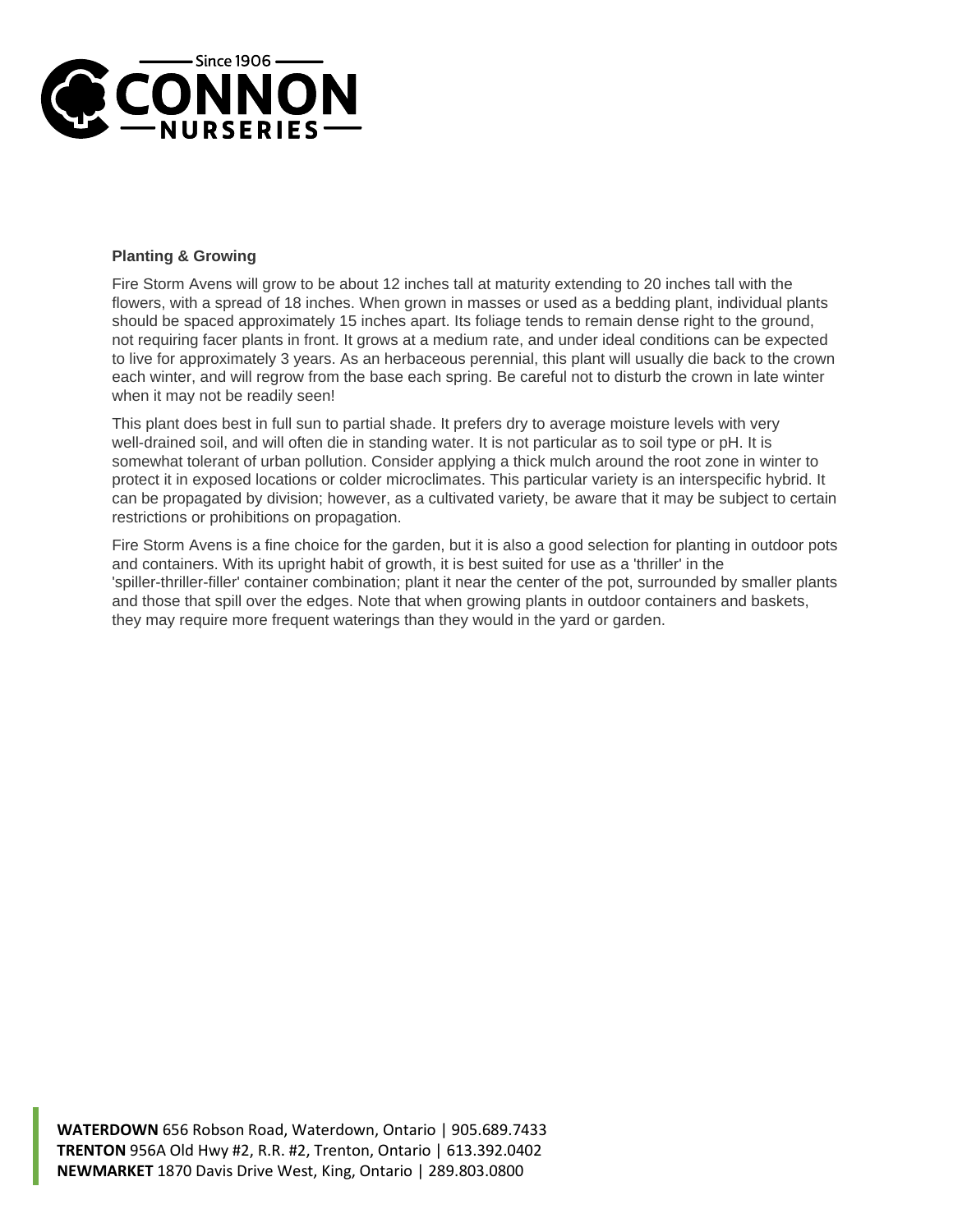### Planting & Growing

Fire Storm Avens will grow to be about 12 inches tall at maturity extending to 20 inches tall with the flowers, with a spread of 18 inches. When grown in masses or used as a bedding plant, individual plants should be spaced approximately 15 inches apart. Its foliage tends to remain dense right to the ground, not requiring facer plants in front. It grows at a medium rate, and under ideal conditions can be expected to live for approximately 3 years. As an herbaceous perennial, this plant will usually die back to the crown each winter, and will regrow from the base each spring. Be careful not to disturb the crown in late winter when it may not be readily seen!

This plant does best in full sun to partial shade. It prefers dry to average moisture levels with very well-drained soil, and will often die in standing water. It is not particular as to soil type or pH. It is somewhat tolerant of urban pollution. Consider applying a thick mulch around the root zone in winter to protect it in exposed locations or colder microclimates. This particular variety is an interspecific hybrid. It can be propagated by division; however, as a cultivated variety, be aware that it may be subject to certain restrictions or prohibitions on propagation.

Fire Storm Avens is a fine choice for the garden, but it is also a good selection for planting in outdoor pots and containers. With its upright habit of growth, it is best suited for use as a 'thriller' in the 'spiller-thriller-filler' container combination; plant it near the center of the pot, surrounded by smaller plants and those that spill over the edges. Note that when growing plants in outdoor containers and baskets, they may require more frequent waterings than they would in the yard or garden.